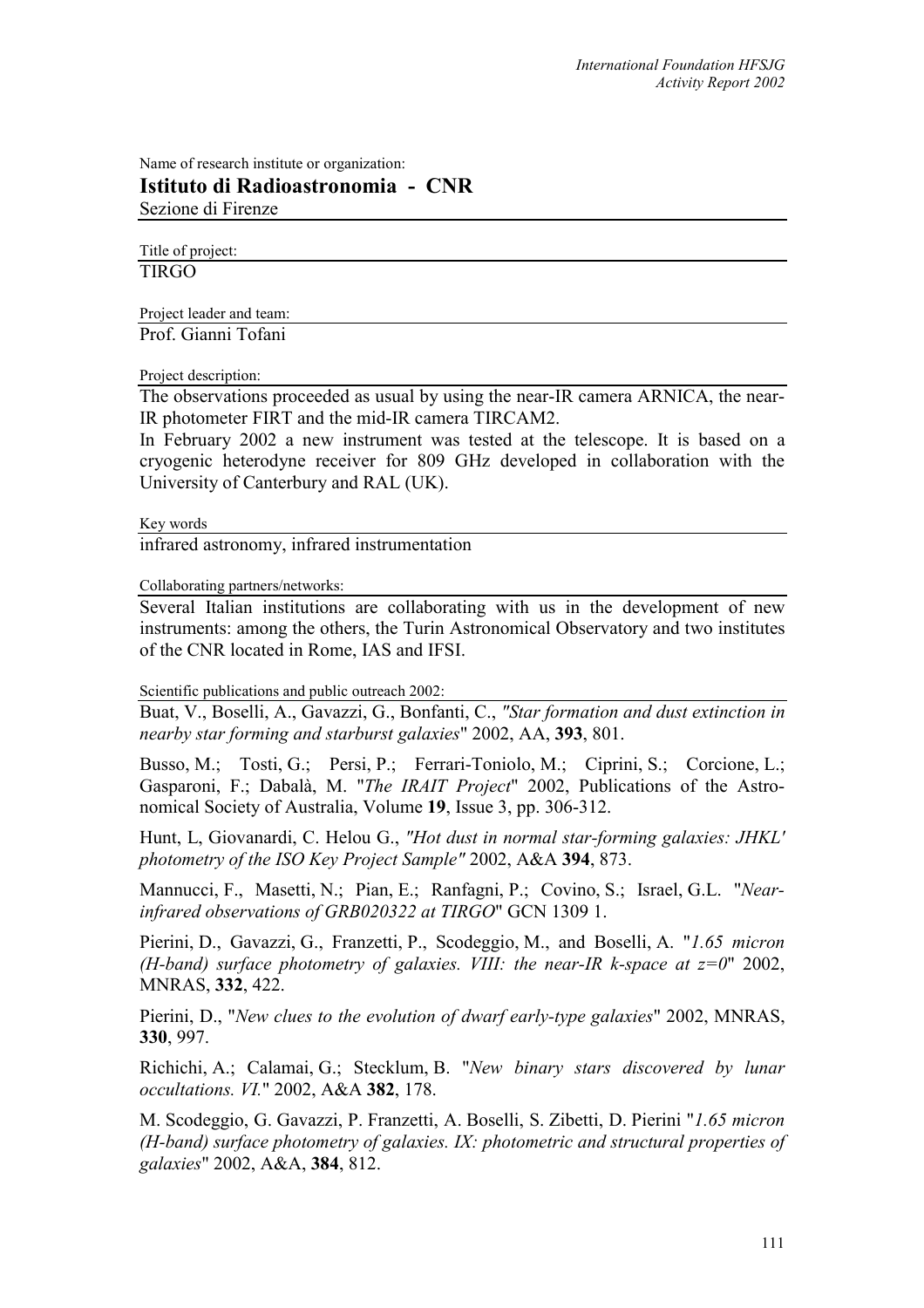Name of research institute or organization:

# Istituto di Radioastronomia - CNR

Sezione di Firenze

Title of project:

TIRGO

Project leader and team:

Prof. Gianni Tofani

Project description:

The observations proceeded as usual by using the near-IR camera ARNICA, the near-IR photometer FIRT and the mid-IR camera TIRCAM2.

In February 2002 a new instrument was tested at the telescope. It is based on a cryogenic heterodyne receiver for 809 GHz developed in collaboration with the University of Canterbury and RAL (UK).

Key words

infrared astronomy, infrared instrumentation

Collaborating partners/networks:

Several Italian institutions are collaborating with us in the development of new instruments: among the others, the Turin Astronomical Observatory and two institutes of the CNR located in Rome, IAS and IFSI.

Scientific publications and public outreach 2002:

Buat, V., Boselli, A., Gavazzi, G., Bonfanti, C., *"Star formation and dust extinction in nearby star forming and starburst galaxies*" 2002, AA, **393**, 801.

Busso, M.; Tosti, G.; Persi, P.; Ferrari-Toniolo, M.; Ciprini, S.; Corcione, L.; Gasparoni, F.; Dabalà, M. "*The IRAIT Project*" 2002, Publications of the Astronomical Society of Australia, Volume **19**, Issue 3, pp. 306-312.

Hunt, L, Giovanardi, C. Helou G., *"Hot dust in normal star-forming galaxies: JHKL' photometry of the ISO Key Project Sample"* 2002, A&A **394**, 873.

Mannucci, F., Masetti, N.; Pian, E.; Ranfagni, P.; Covino, S.; Israel, G.L. "*Near-infrared observations of GRB020322 at TIRGO*" GCN 1309 1.

Pierini, D., Gavazzi, G., Franzetti, P., Scodeggio, M., and Boselli, A. "*1.65 micron (H-band) surface photometry of galaxies. VIII: the near-IR k-space at z=0*" 2002, MNRAS, **332**, 422.

Pierini, D., "*New clues to the evolution of dwarf early-type galaxies*" 2002, MNRAS, **330**, 997.

Richichi, A.; Calamai, G.; Stecklum, B. "*New binary stars discovered by lunar occultations. VI.*" 2002, A&A **382**, 178.

M. Scodeggio, G. Gavazzi, P. Franzetti, A. Boselli, S. Zibetti, D. Pierini "*1.65 micron (H-band) surface photometry of galaxies. IX: photometric and structural properties of galaxies*" 2002, A&A, **384**, 812.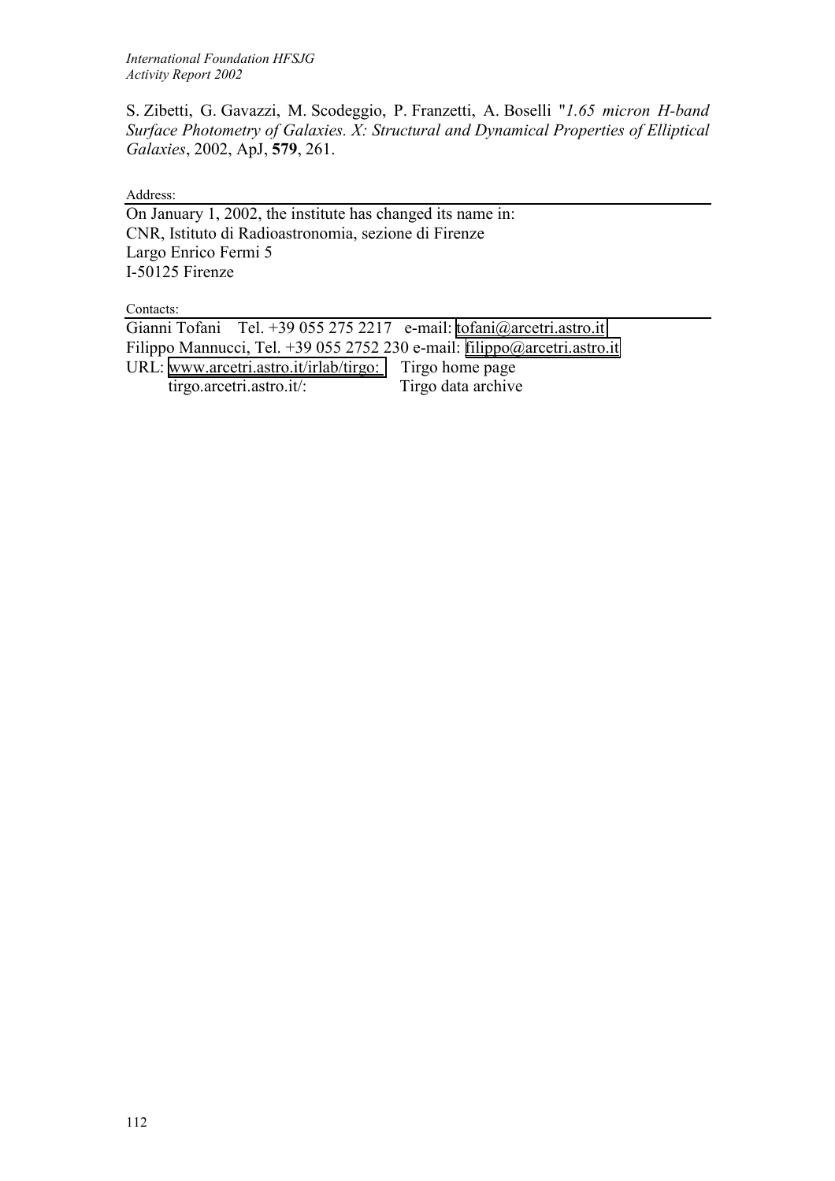S. Zibetti, G. Gavazzi, M. Scodeggio, P. Franzetti, A. Boselli "*1.65 micron H-band Surface Photometry of Galaxies. X: Structural and Dynamical Properties of Elliptical Galaxies*, 2002, ApJ, **579**, 261.

Address:

On January 1, 2002, the institute has changed its name in:
CNR, Istituto di Radioastronomia, sezione di Firenze
Largo Enrico Fermi 5
I-50125 Firenze

Contacts:

Gianni Tofani Tel. +39 055 275 2217 e-mail: tofani@arcetri.astro.it
Filippo Mannucci, Tel. +39 055 2752 230 e-mail: filippo@arcetri.astro.it
URL: www.arcetri.astro.it/irlab/tirgo: Tirgo home page
tirgo.arcetri.astro.it/: Tirgo data archive